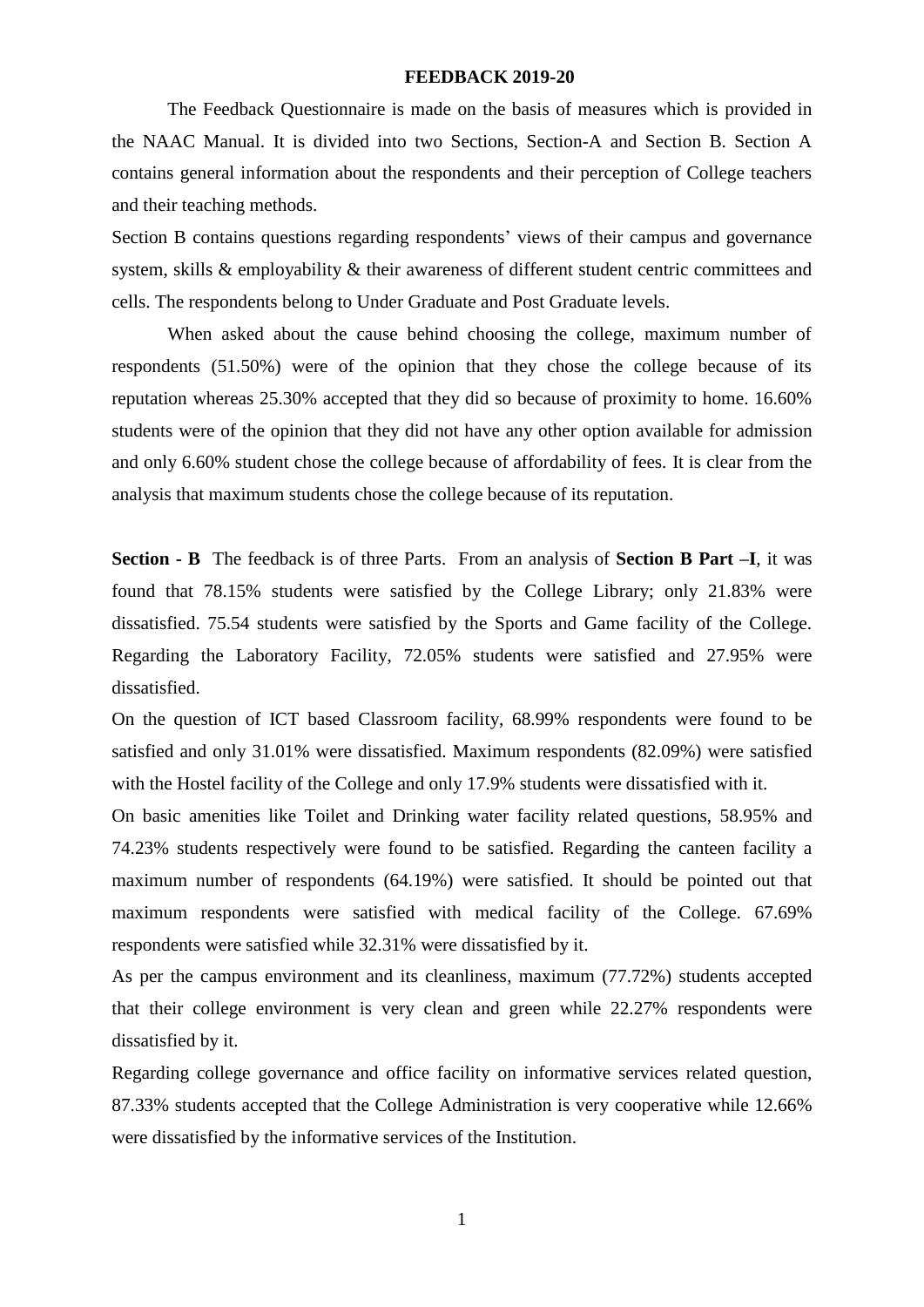# FEEDBACK 2019-20

The Feedback Questionnaire is made on the basis of measures which is provided in the NAAC Manual. It is divided into two Sections, Section-A and Section B. Section A contains general information about the respondents and their perception of College teachers and their teaching methods.

Section B contains questions regarding respondents' views of their campus and governance system, skills & employability & their awareness of different student centric committees and cells. The respondents belong to Under Graduate and Post Graduate levels.

When asked about the cause behind choosing the college, maximum number of respondents (51.50%) were of the opinion that they chose the college because of its reputation whereas 25.30% accepted that they did so because of proximity to home. 16.60% students were of the opinion that they did not have any other option available for admission and only 6.60% student chose the college because of affordability of fees. It is clear from the analysis that maximum students chose the college because of its reputation.

**Section - B** The feedback is of three Parts. From an analysis of **Section B Part –I**, it was found that 78.15% students were satisfied by the College Library; only 21.83% were dissatisfied. 75.54 students were satisfied by the Sports and Game facility of the College. Regarding the Laboratory Facility, 72.05% students were satisfied and 27.95% were dissatisfied.

On the question of ICT based Classroom facility, 68.99% respondents were found to be satisfied and only 31.01% were dissatisfied. Maximum respondents (82.09%) were satisfied with the Hostel facility of the College and only 17.9% students were dissatisfied with it.

On basic amenities like Toilet and Drinking water facility related questions, 58.95% and 74.23% students respectively were found to be satisfied. Regarding the canteen facility a maximum number of respondents (64.19%) were satisfied. It should be pointed out that maximum respondents were satisfied with medical facility of the College. 67.69% respondents were satisfied while 32.31% were dissatisfied by it.

As per the campus environment and its cleanliness, maximum (77.72%) students accepted that their college environment is very clean and green while 22.27% respondents were dissatisfied by it.

Regarding college governance and office facility on informative services related question, 87.33% students accepted that the College Administration is very cooperative while 12.66% were dissatisfied by the informative services of the Institution.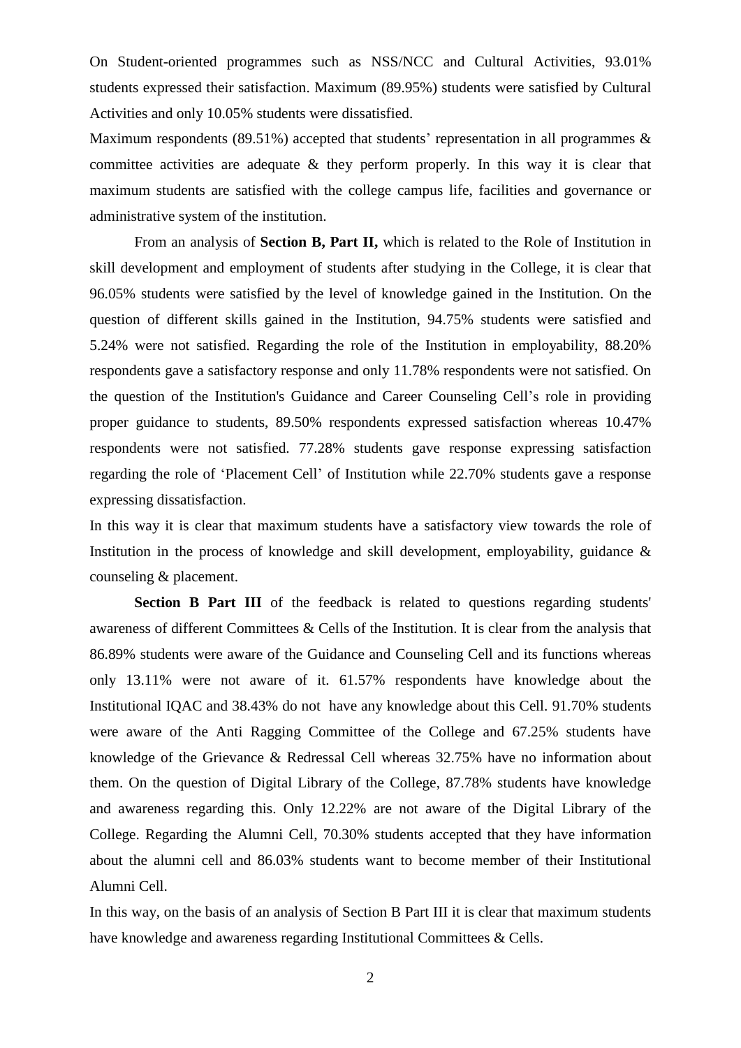On Student-oriented programmes such as NSS/NCC and Cultural Activities, 93.01% students expressed their satisfaction. Maximum (89.95%) students were satisfied by Cultural Activities and only 10.05% students were dissatisfied.

Maximum respondents (89.51%) accepted that students' representation in all programmes & committee activities are adequate & they perform properly. In this way it is clear that maximum students are satisfied with the college campus life, facilities and governance or administrative system of the institution.

From an analysis of **Section B, Part II,** which is related to the Role of Institution in skill development and employment of students after studying in the College, it is clear that 96.05% students were satisfied by the level of knowledge gained in the Institution. On the question of different skills gained in the Institution, 94.75% students were satisfied and 5.24% were not satisfied. Regarding the role of the Institution in employability, 88.20% respondents gave a satisfactory response and only 11.78% respondents were not satisfied. On the question of the Institution's Guidance and Career Counseling Cell's role in providing proper guidance to students, 89.50% respondents expressed satisfaction whereas 10.47% respondents were not satisfied. 77.28% students gave response expressing satisfaction regarding the role of 'Placement Cell' of Institution while 22.70% students gave a response expressing dissatisfaction.

In this way it is clear that maximum students have a satisfactory view towards the role of Institution in the process of knowledge and skill development, employability, guidance & counseling & placement.

**Section B Part III** of the feedback is related to questions regarding students' awareness of different Committees & Cells of the Institution. It is clear from the analysis that 86.89% students were aware of the Guidance and Counseling Cell and its functions whereas only 13.11% were not aware of it. 61.57% respondents have knowledge about the Institutional IQAC and 38.43% do not have any knowledge about this Cell. 91.70% students were aware of the Anti Ragging Committee of the College and 67.25% students have knowledge of the Grievance & Redressal Cell whereas 32.75% have no information about them. On the question of Digital Library of the College, 87.78% students have knowledge and awareness regarding this. Only 12.22% are not aware of the Digital Library of the College. Regarding the Alumni Cell, 70.30% students accepted that they have information about the alumni cell and 86.03% students want to become member of their Institutional Alumni Cell.

In this way, on the basis of an analysis of Section B Part III it is clear that maximum students have knowledge and awareness regarding Institutional Committees & Cells.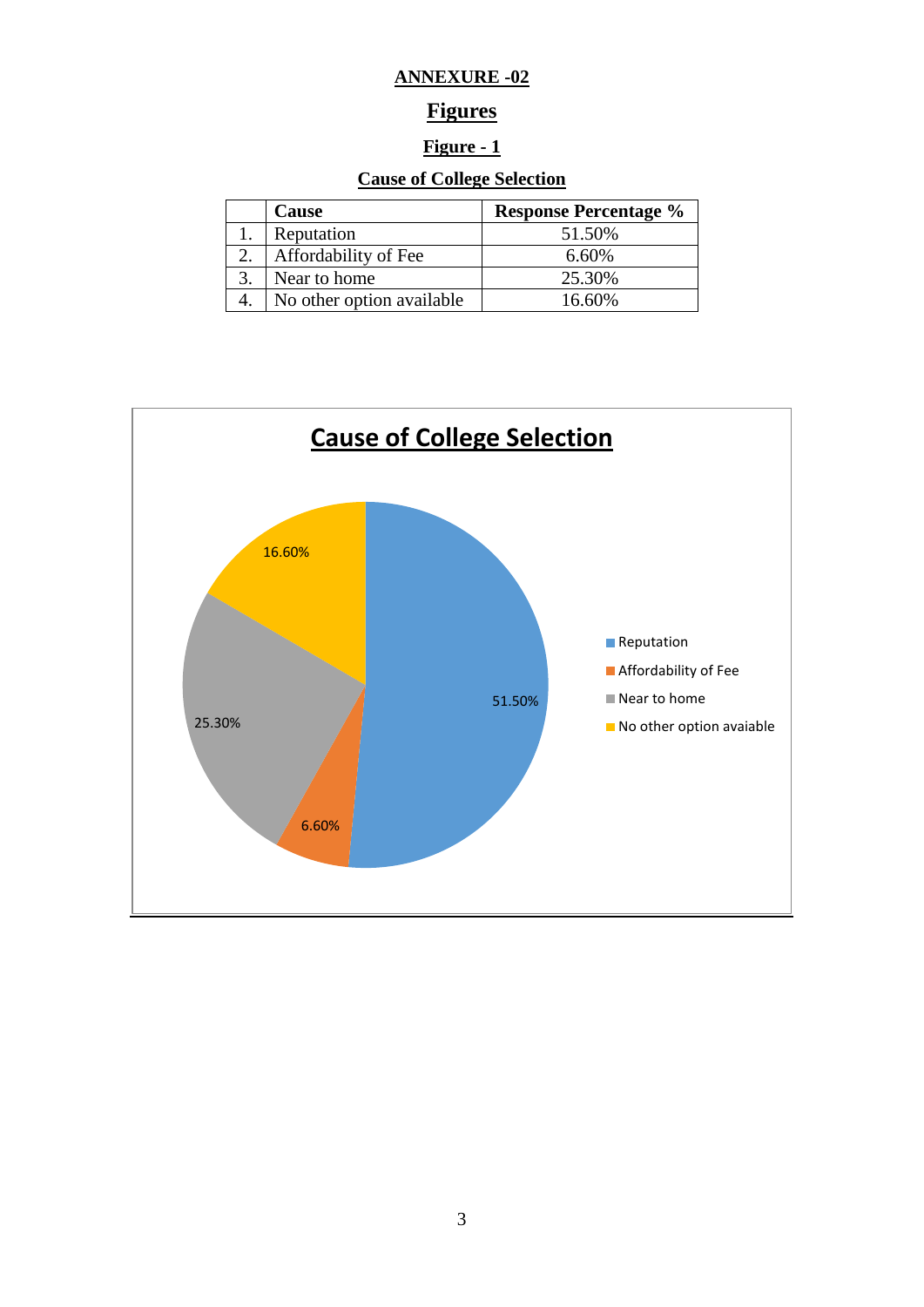**ANNEXURE -02**

# Figures

## Figure - 1

### Cause of College Selection

| | Cause | Response Percentage % |
|---|---|---|
| 1. | Reputation | 51.50% |
| 2. | Affordability of Fee | 6.60% |
| 3. | Near to home | 25.30% |
| 4. | No other option available | 16.60% |

**Cause of College Selection**

- Reputation: 51.50%
- Affordability of Fee: 6.60%
- Near to home: 25.30%
- No other option avaiable: 16.60%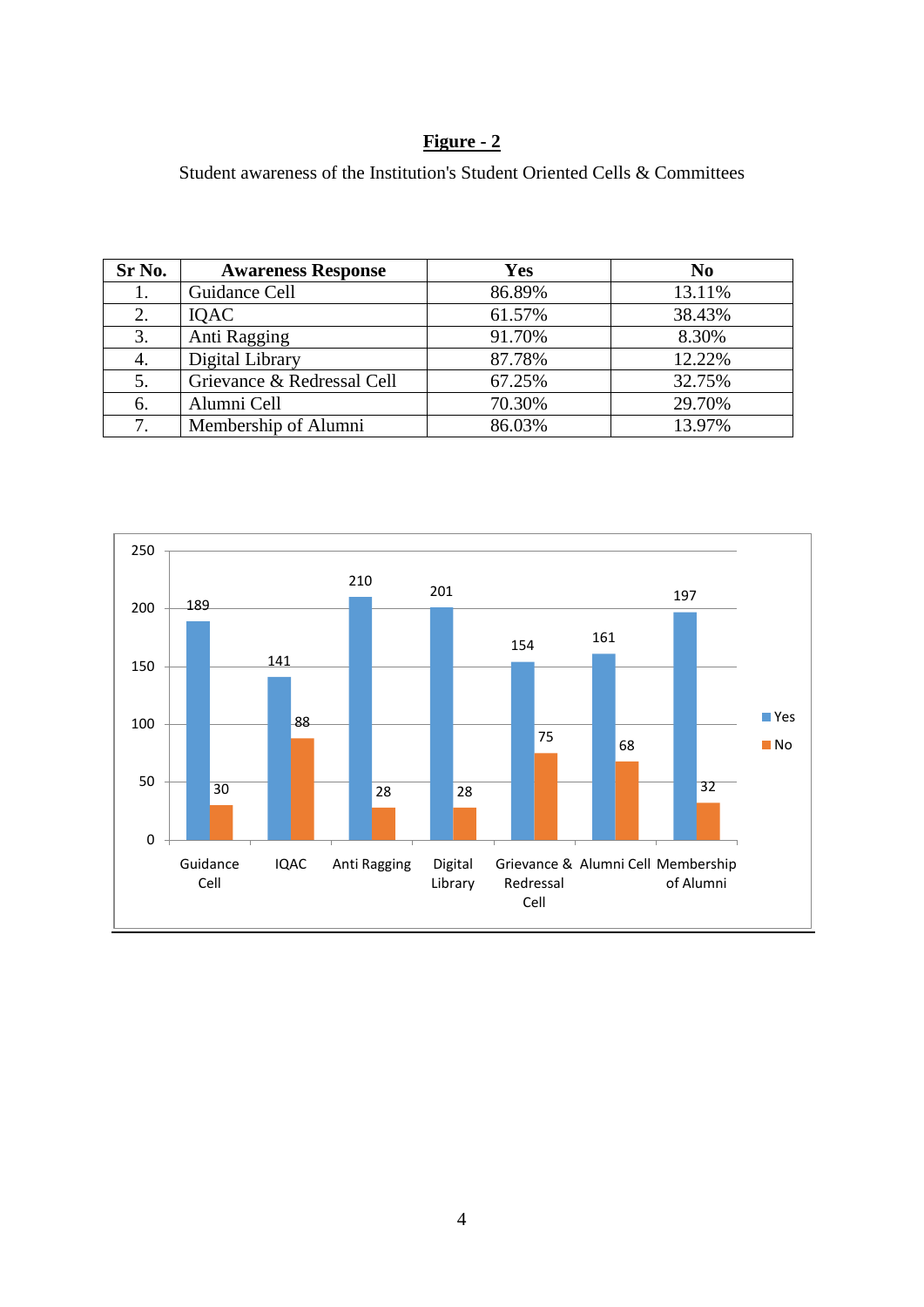**Figure - 2**

Student awareness of the Institution's Student Oriented Cells & Committees

| Sr No. | Awareness Response | Yes | No |
|---|---|---|---|
| 1. | Guidance Cell | 86.89% | 13.11% |
| 2. | IQAC | 61.57% | 38.43% |
| 3. | Anti Ragging | 91.70% | 8.30% |
| 4. | Digital Library | 87.78% | 12.22% |
| 5. | Grievance & Redressal Cell | 67.25% | 32.75% |
| 6. | Alumni Cell | 70.30% | 29.70% |
| 7. | Membership of Alumni | 86.03% | 13.97% |

| | Guidance Cell | IQAC | Anti Ragging | Digital Library | Grievance & Redressal Cell | Alumni Cell | Membership of Alumni |
|---|---|---|---|---|---|---|---|
| Yes | 189 | 141 | 210 | 201 | 154 | 161 | 197 |
| No | 30 | 88 | 28 | 28 | 75 | 68 | 32 |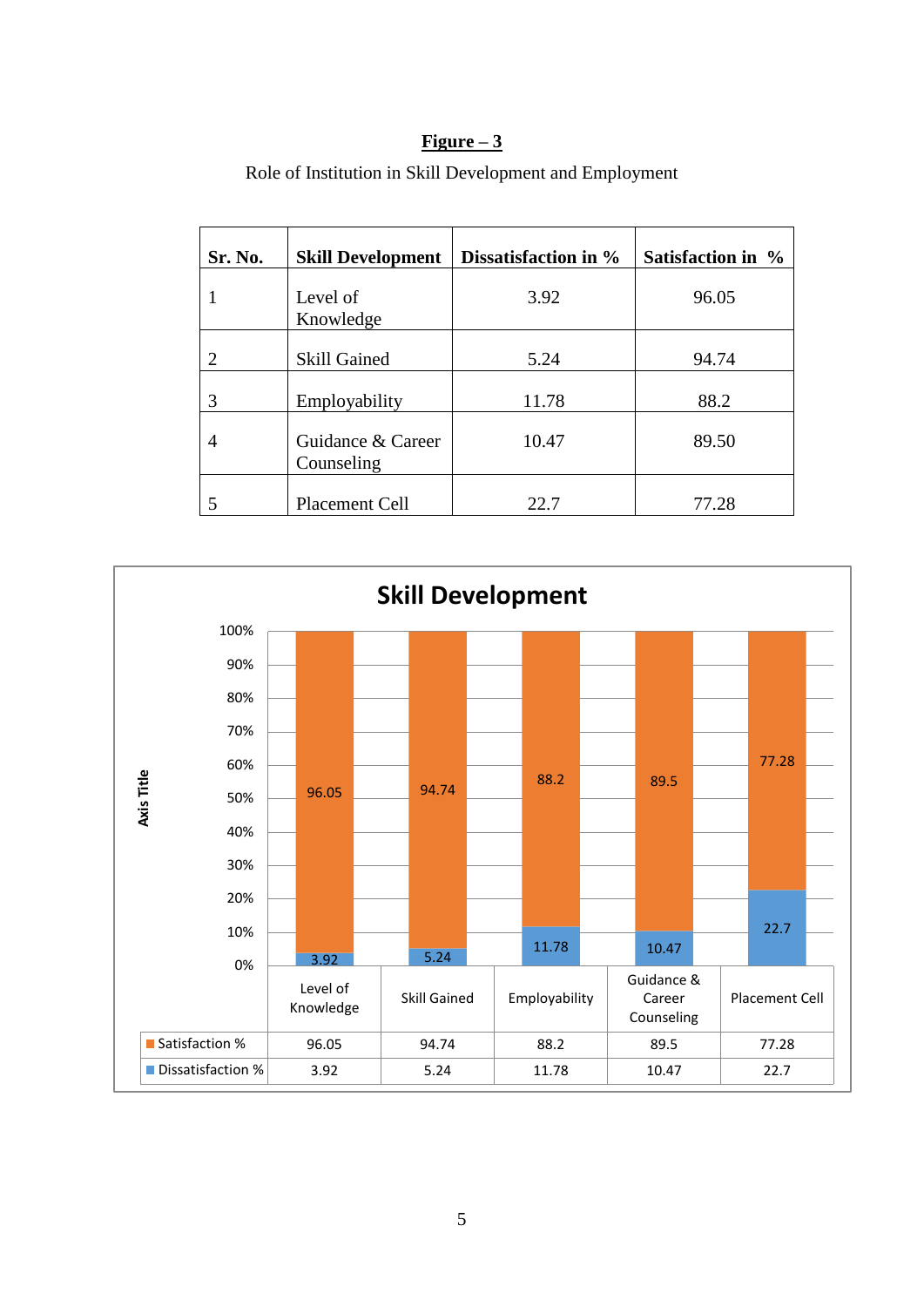**Figure – 3**

Role of Institution in Skill Development and Employment

| Sr. No. | Skill Development | Dissatisfaction in % | Satisfaction in % |
|---|---|---|---|
| 1 | Level of Knowledge | 3.92 | 96.05 |
| 2 | Skill Gained | 5.24 | 94.74 |
| 3 | Employability | 11.78 | 88.2 |
| 4 | Guidance & Career Counseling | 10.47 | 89.50 |
| 5 | Placement Cell | 22.7 | 77.28 |

**Skill Development**

| | Level of Knowledge | Skill Gained | Employability | Guidance & Career Counseling | Placement Cell |
|---|---|---|---|---|---|
| Satisfaction % | 96.05 | 94.74 | 88.2 | 89.5 | 77.28 |
| Dissatisfaction % | 3.92 | 5.24 | 11.78 | 10.47 | 22.7 |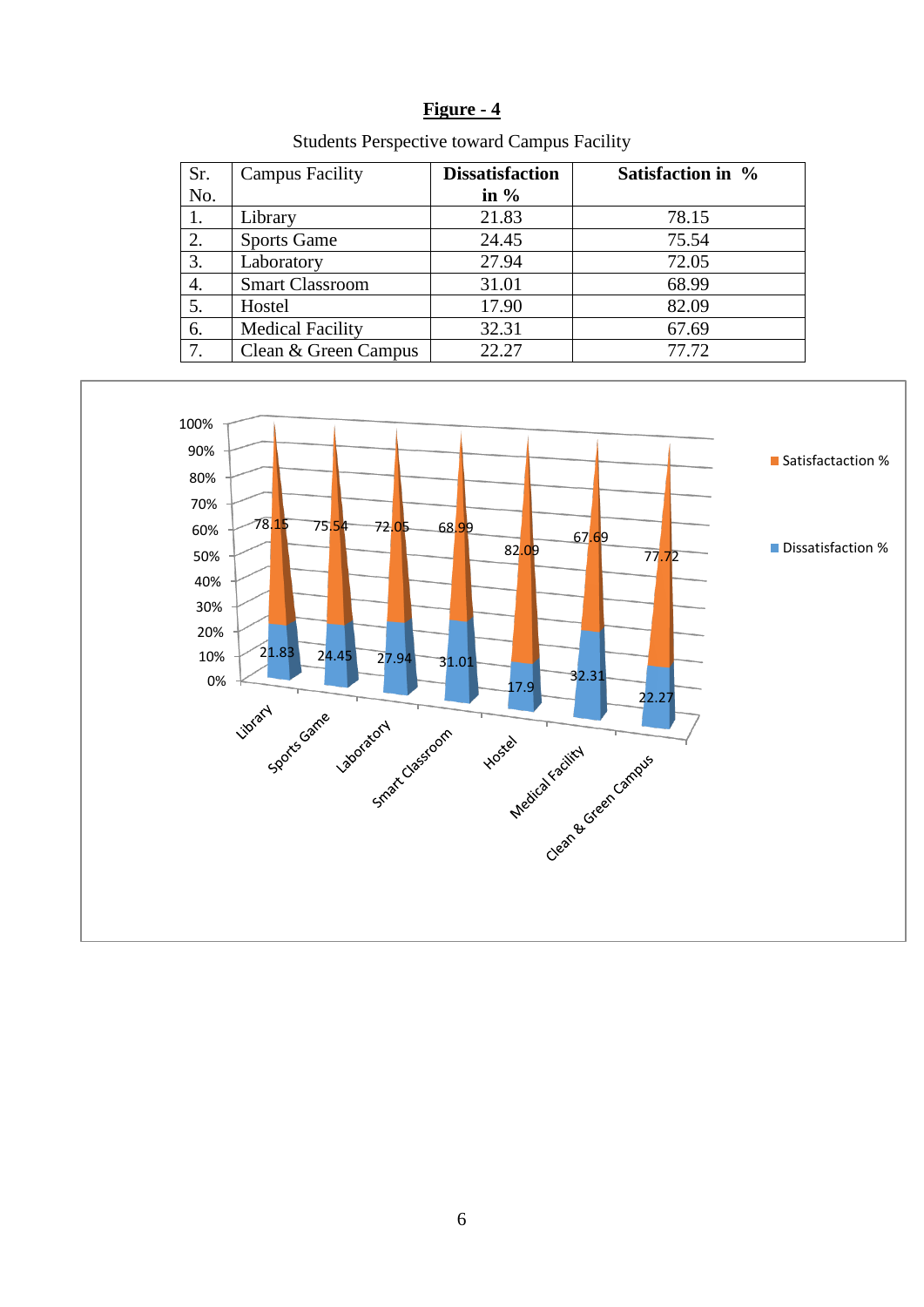**Figure - 4**

Students Perspective toward Campus Facility

| Sr. No. | Campus Facility | Dissatisfaction in % | Satisfaction in % |
|---|---|---|---|
| 1. | Library | 21.83 | 78.15 |
| 2. | Sports Game | 24.45 | 75.54 |
| 3. | Laboratory | 27.94 | 72.05 |
| 4. | Smart Classroom | 31.01 | 68.99 |
| 5. | Hostel | 17.90 | 82.09 |
| 6. | Medical Facility | 32.31 | 67.69 |
| 7. | Clean & Green Campus | 22.27 | 77.72 |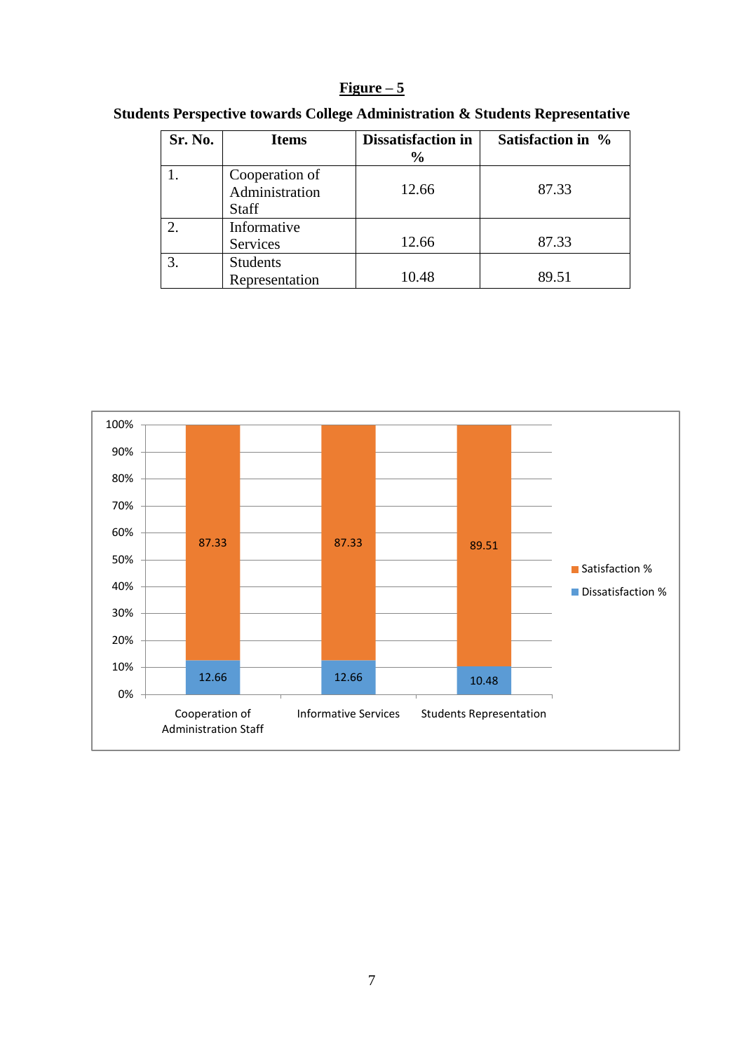**Figure – 5**

**Students Perspective towards College Administration & Students Representative**

| Sr. No. | Items | Dissatisfaction in % | Satisfaction in % |
|---|---|---|---|
| 1. | Cooperation of Administration Staff | 12.66 | 87.33 |
| 2. | Informative Services | 12.66 | 87.33 |
| 3. | Students Representation | 10.48 | 89.51 |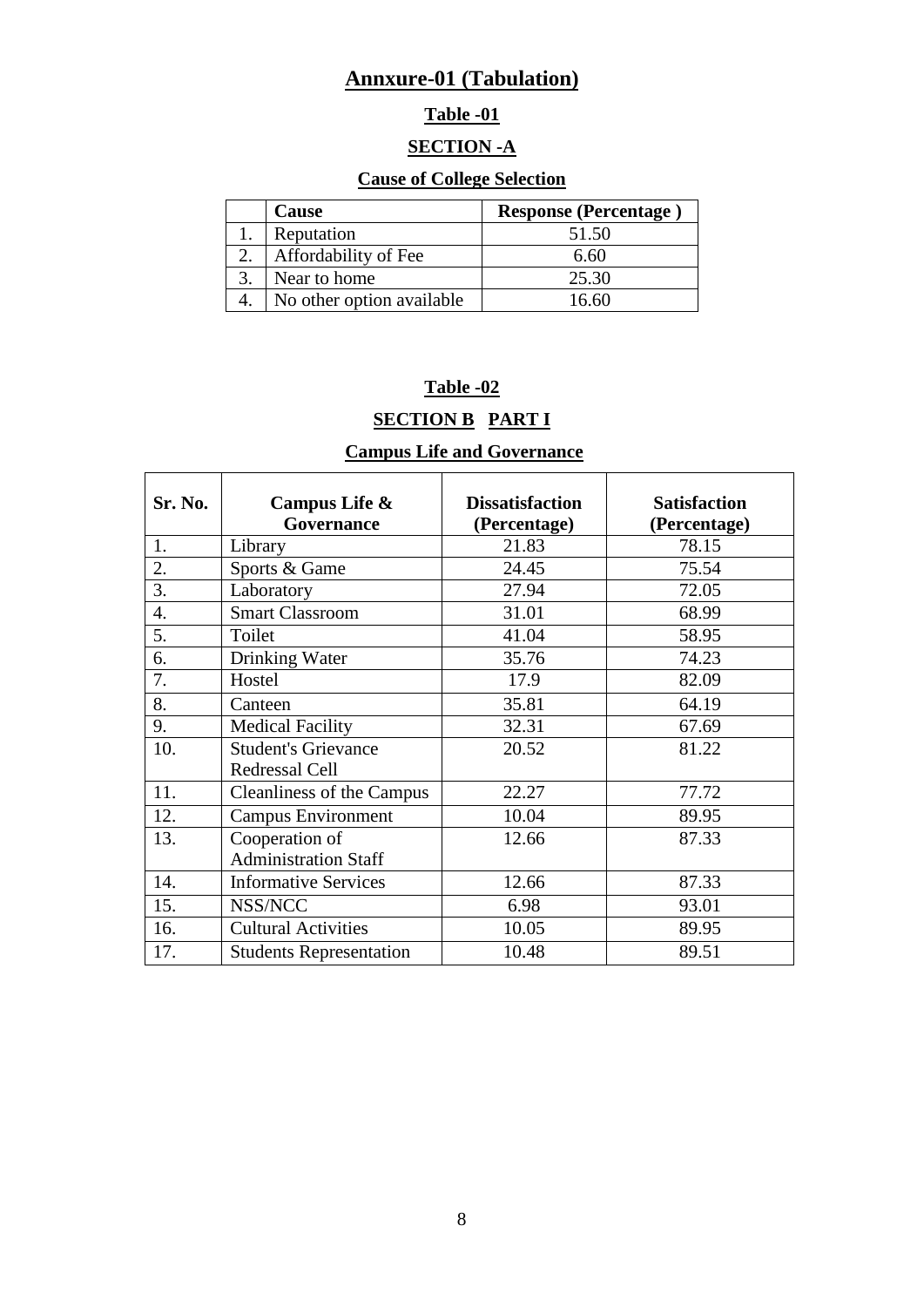# Annxure-01 (Tabulation)

## Table -01

## SECTION -A

### Cause of College Selection

| | Cause | Response (Percentage ) |
|---|---|---|
| 1. | Reputation | 51.50 |
| 2. | Affordability of Fee | 6.60 |
| 3. | Near to home | 25.30 |
| 4. | No other option available | 16.60 |

## Table -02

## SECTION B PART I

### Campus Life and Governance

| Sr. No. | Campus Life & Governance | Dissatisfaction (Percentage) | Satisfaction (Percentage) |
|---|---|---|---|
| 1. | Library | 21.83 | 78.15 |
| 2. | Sports & Game | 24.45 | 75.54 |
| 3. | Laboratory | 27.94 | 72.05 |
| 4. | Smart Classroom | 31.01 | 68.99 |
| 5. | Toilet | 41.04 | 58.95 |
| 6. | Drinking Water | 35.76 | 74.23 |
| 7. | Hostel | 17.9 | 82.09 |
| 8. | Canteen | 35.81 | 64.19 |
| 9. | Medical Facility | 32.31 | 67.69 |
| 10. | Student's Grievance Redressal Cell | 20.52 | 81.22 |
| 11. | Cleanliness of the Campus | 22.27 | 77.72 |
| 12. | Campus Environment | 10.04 | 89.95 |
| 13. | Cooperation of Administration Staff | 12.66 | 87.33 |
| 14. | Informative Services | 12.66 | 87.33 |
| 15. | NSS/NCC | 6.98 | 93.01 |
| 16. | Cultural Activities | 10.05 | 89.95 |
| 17. | Students Representation | 10.48 | 89.51 |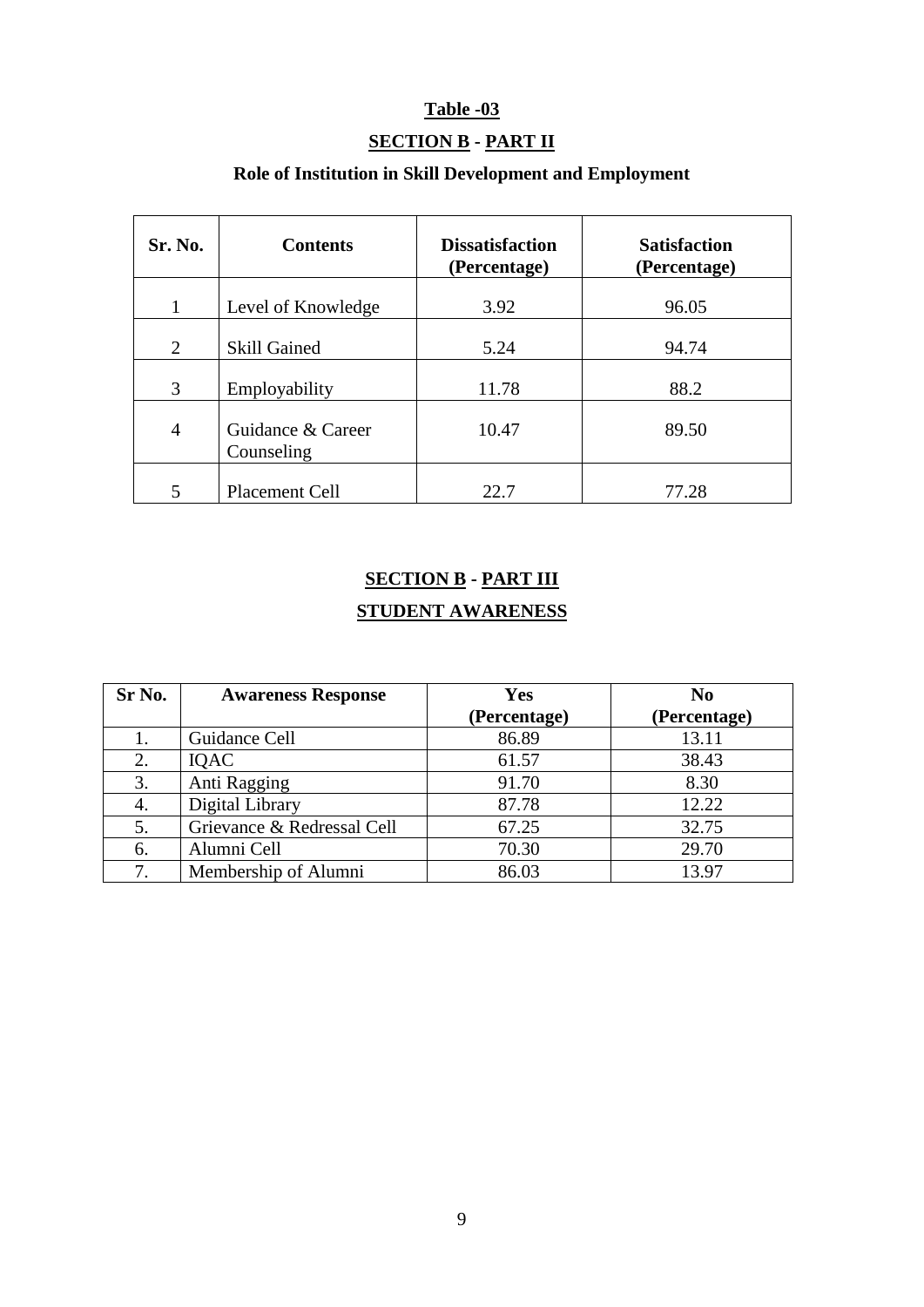**Table -03**

**SECTION B - PART II**

**Role of Institution in Skill Development and Employment**

| Sr. No. | Contents | Dissatisfaction (Percentage) | Satisfaction (Percentage) |
|---|---|---|---|
| 1 | Level of Knowledge | 3.92 | 96.05 |
| 2 | Skill Gained | 5.24 | 94.74 |
| 3 | Employability | 11.78 | 88.2 |
| 4 | Guidance & Career Counseling | 10.47 | 89.50 |
| 5 | Placement Cell | 22.7 | 77.28 |

**SECTION B - PART III**

**STUDENT AWARENESS**

| Sr No. | Awareness Response | Yes (Percentage) | No (Percentage) |
|---|---|---|---|
| 1. | Guidance Cell | 86.89 | 13.11 |
| 2. | IQAC | 61.57 | 38.43 |
| 3. | Anti Ragging | 91.70 | 8.30 |
| 4. | Digital Library | 87.78 | 12.22 |
| 5. | Grievance & Redressal Cell | 67.25 | 32.75 |
| 6. | Alumni Cell | 70.30 | 29.70 |
| 7. | Membership of Alumni | 86.03 | 13.97 |